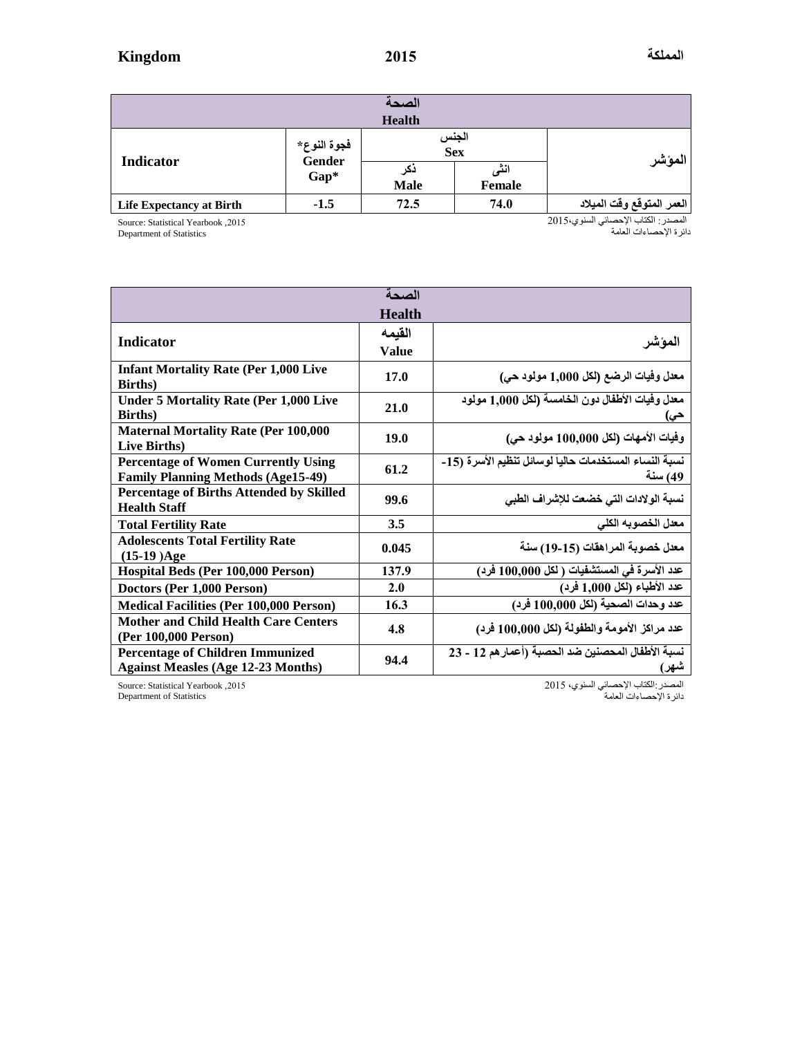**Kingdom** **2015** **المملكة**

| | | الصحة Health | | |
|---|---|---|---|---|
| **Indicator** | فجوة النوع* Gender Gap* | الجنس Sex | | المؤشر |
| | | ذكر Male | انثى Female | |
| **Life Expectancy at Birth** | **-1.5** | **72.5** | **74.0** | **العمر المتوقع وقت الميلاد** |

Source: Statistical Yearbook ,2015
Department of Statistics

المصدر: الكتاب الإحصائي السنوي،2015
دائرة الإحصاءات العامة

| | الصحة Health | |
|---|---|---|
| **Indicator** | القيمه Value | المؤشر |
| **Infant Mortality Rate (Per 1,000 Live Births)** | **17.0** | **معدل وفيات الرضع (لكل 1,000 مولود حي)** |
| **Under 5 Mortality Rate (Per 1,000 Live Births)** | **21.0** | **معدل وفيات الأطفال دون الخامسة (لكل 1,000 مولود حي)** |
| **Maternal Mortality Rate (Per 100,000 Live Births)** | **19.0** | **وفيات الأمهات (لكل 100,000 مولود حي)** |
| **Percentage of Women Currently Using Family Planning Methods (Age15-49)** | **61.2** | **نسبة النساء المستخدمات حالياً لوسائل تنظيم الأسرة (15-49) سنة** |
| **Percentage of Births Attended by Skilled Health Staff** | **99.6** | **نسبة الولادات التي خضعت للإشراف الطبي** |
| **Total Fertility Rate** | **3.5** | **معدل الخصوبه الكلي** |
| **Adolescents Total Fertility Rate (15-19 )Age** | **0.045** | **معدل خصوبة المراهقات (15-19) سنة** |
| **Hospital Beds (Per 100,000 Person)** | **137.9** | **عدد الأسرة في المستشفيات ( لكل 100,000 فرد)** |
| **Doctors (Per 1,000 Person)** | **2.0** | **عدد الأطباء (لكل 1,000 فرد)** |
| **Medical Facilities (Per 100,000 Person)** | **16.3** | **عدد وحدات الصحية (لكل 100,000 فرد)** |
| **Mother and Child Health Care Centers (Per 100,000 Person)** | **4.8** | **عدد مراكز الأمومة والطفولة (لكل 100,000 فرد)** |
| **Percentage of Children Immunized Against Measles (Age 12-23 Months)** | **94.4** | **نسبة الأطفال المحصنين ضد الحصبة (أعمارهم 12 - 23 شهر)** |

Source: Statistical Yearbook ,2015
Department of Statistics

المصدر:الكتاب الإحصائي السنوي، 2015
دائرة الإحصاءات العامة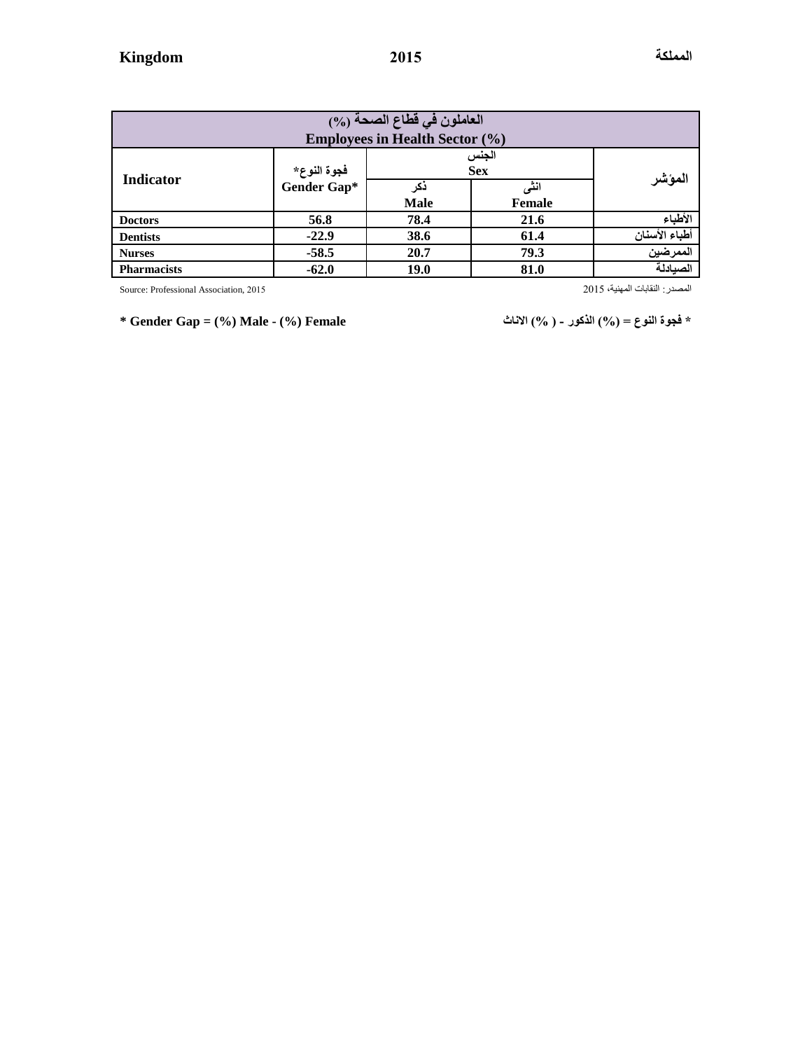Kingdom 2015 المملكة

| العاملون في قطاع الصحة (%) Employees in Health Sector (%) | | | | |
|---|---|---|---|---|
| Indicator | فجوة النوع* Gender Gap* | الجنس Sex | | المؤشر |
| | | ذكر Male | انثى Female | |
| Doctors | 56.8 | 78.4 | 21.6 | الأطباء |
| Dentists | -22.9 | 38.6 | 61.4 | أطباء الأسنان |
| Nurses | -58.5 | 20.7 | 79.3 | الممرضين |
| Pharmacists | -62.0 | 19.0 | 81.0 | الصيادلة |

Source: Professional Association, 2015

المصدر: النقابات المهنية، 2015

**\* Gender Gap = (%) Male - (%) Female**

**\* فجوة النوع = (%) الذكور - ( %) الاناث**